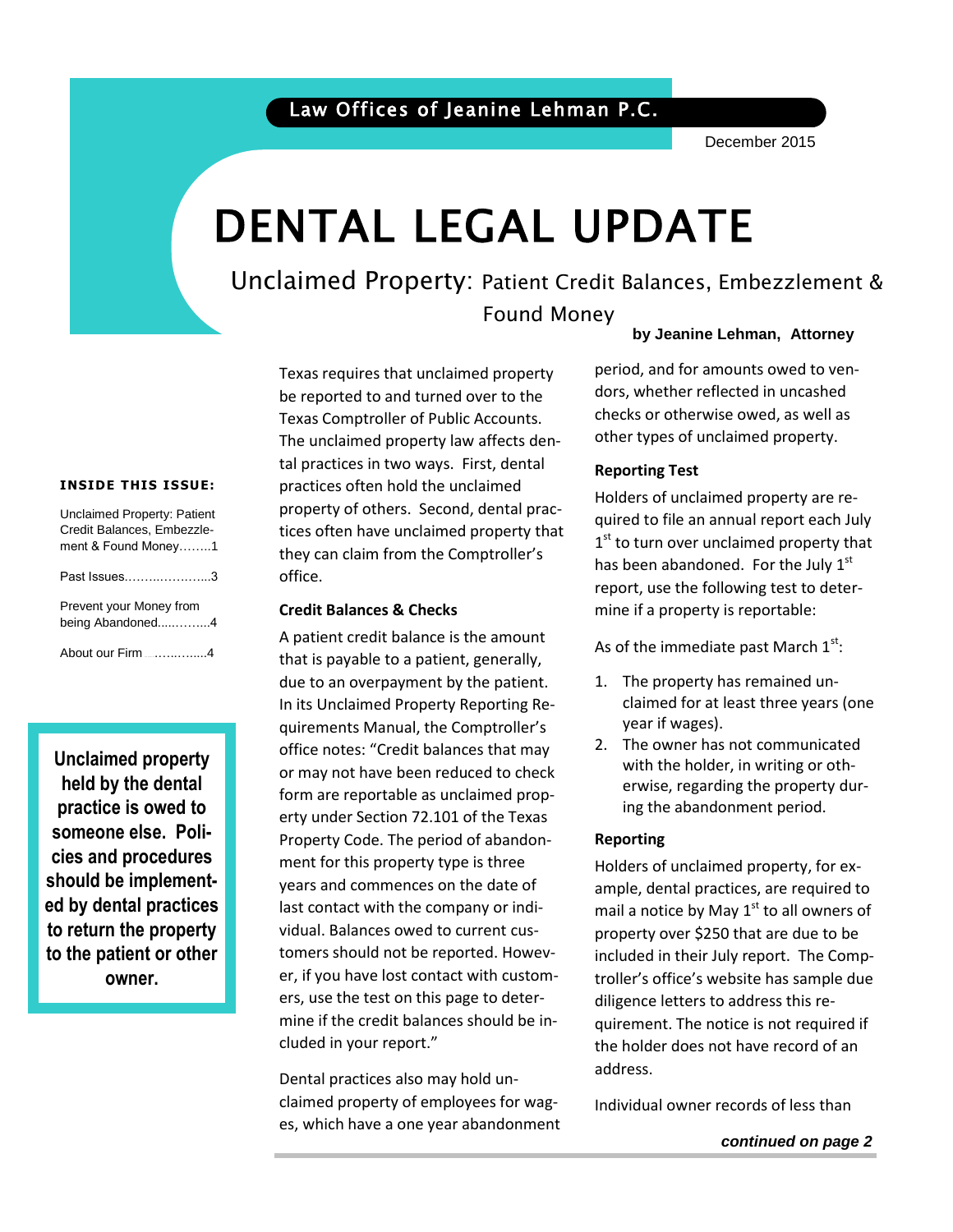Law Offices of Jeanine Lehman P.C.

December 2015

# DENTAL LEGAL UPDATE

## Unclaimed Property: Patient Credit Balances, Embezzlement & Found Money

**by Jeanine Lehman, Attorney**

**INSIDE THIS ISSUE:**

- Unclaimed Property: Patient Credit Balances, Embezzlement & Found Money........1
- Past Issues........................3
- Prevent your Money from being Abandoned...........4
- About our Firm ...............4

**Unclaimed property held by the dental practice is owed to someone else. Policies and procedures should be implemented by dental practices to return the property to the patient or other owner.**

Texas requires that unclaimed property be reported to and turned over to the Texas Comptroller of Public Accounts. The unclaimed property law affects dental practices in two ways. First, dental practices often hold the unclaimed property of others. Second, dental practices often have unclaimed property that they can claim from the Comptroller's office.

### Credit Balances & Checks

A patient credit balance is the amount that is payable to a patient, generally, due to an overpayment by the patient. In its Unclaimed Property Reporting Requirements Manual, the Comptroller's office notes: "Credit balances that may or may not have been reduced to check form are reportable as unclaimed property under Section 72.101 of the Texas Property Code. The period of abandonment for this property type is three years and commences on the date of last contact with the company or individual. Balances owed to current customers should not be reported. However, if you have lost contact with customers, use the test on this page to determine if the credit balances should be included in your report."

Dental practices also may hold unclaimed property of employees for wages, which have a one year abandonment period, and for amounts owed to vendors, whether reflected in uncashed checks or otherwise owed, as well as other types of unclaimed property.

### Reporting Test

Holders of unclaimed property are required to file an annual report each July 1st to turn over unclaimed property that has been abandoned. For the July 1st report, use the following test to determine if a property is reportable:

As of the immediate past March 1st:

1. The property has remained unclaimed for at least three years (one year if wages).
2. The owner has not communicated with the holder, in writing or otherwise, regarding the property during the abandonment period.

### Reporting

Holders of unclaimed property, for example, dental practices, are required to mail a notice by May 1st to all owners of property over $250 that are due to be included in their July report. The Comptroller's office's website has sample due diligence letters to address this requirement. The notice is not required if the holder does not have record of an address.

Individual owner records of less than

*continued on page 2*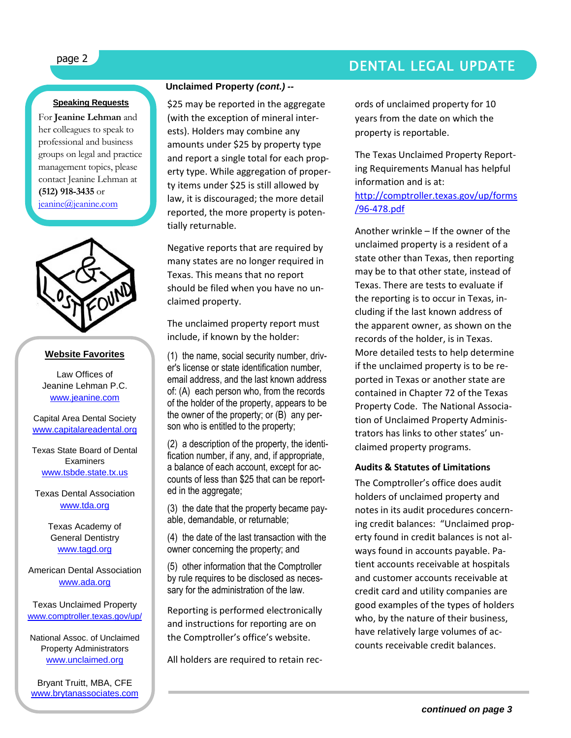## Unclaimed Property *(cont.)* --

$25 may be reported in the aggregate (with the exception of mineral interests). Holders may combine any amounts under $25 by property type and report a single total for each property type. While aggregation of property items under $25 is still allowed by law, it is discouraged; the more detail reported, the more property is potentially returnable.

Negative reports that are required by many states are no longer required in Texas. This means that no report should be filed when you have no unclaimed property.

The unclaimed property report must include, if known by the holder:

(1) the name, social security number, driver's license or state identification number, email address, and the last known address of: (A) each person who, from the records of the holder of the property, appears to be the owner of the property; or (B) any person who is entitled to the property;

(2) a description of the property, the identification number, if any, and, if appropriate, a balance of each account, except for accounts of less than $25 that can be reported in the aggregate;

(3) the date that the property became payable, demandable, or returnable;

(4) the date of the last transaction with the owner concerning the property; and

(5) other information that the Comptroller by rule requires to be disclosed as necessary for the administration of the law.

Reporting is performed electronically and instructions for reporting are on the Comptroller's office's website.

All holders are required to retain records of unclaimed property for 10 years from the date on which the property is reportable.

The Texas Unclaimed Property Reporting Requirements Manual has helpful information and is at: http://comptroller.texas.gov/up/forms/96-478.pdf

Another wrinkle – If the owner of the unclaimed property is a resident of a state other than Texas, then reporting may be to that other state, instead of Texas. There are tests to evaluate if the reporting is to occur in Texas, including if the last known address of the apparent owner, as shown on the records of the holder, is in Texas. More detailed tests to help determine if the unclaimed property is to be reported in Texas or another state are contained in Chapter 72 of the Texas Property Code. The National Association of Unclaimed Property Administrators has links to other states' unclaimed property programs.

### Audits & Statutes of Limitations

The Comptroller's office does audit holders of unclaimed property and notes in its audit procedures concerning credit balances: "Unclaimed property found in credit balances is not always found in accounts payable. Patient accounts receivable at hospitals and customer accounts receivable at credit card and utility companies are good examples of the types of holders who, by the nature of their business, have relatively large volumes of accounts receivable credit balances.

***continued on page 3***

---

**Speaking Requests**

For **Jeanine Lehman** and her colleagues to speak to professional and business groups on legal and practice management topics, please contact Jeanine Lehman at **(512) 918-3435** or jeanine@jeanine.com

---

**Website Favorites**

Law Offices of Jeanine Lehman P.C.
www.jeanine.com

Capital Area Dental Society
www.capitalareadental.org

Texas State Board of Dental Examiners
www.tsbde.state.tx.us

Texas Dental Association
www.tda.org

Texas Academy of General Dentistry
www.tagd.org

American Dental Association
www.ada.org

Texas Unclaimed Property
www.comptroller.texas.gov/up/

National Assoc. of Unclaimed Property Administrators
www.unclaimed.org

Bryant Truitt, MBA, CFE
www.brytanassociates.com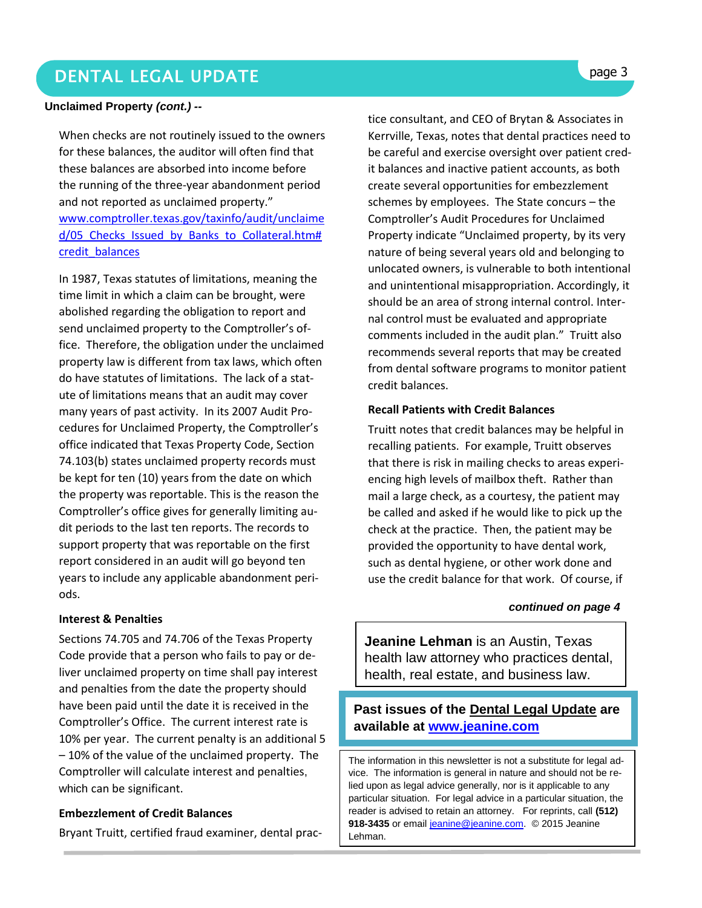**Unclaimed Property *(cont.)* --**

When checks are not routinely issued to the owners for these balances, the auditor will often find that these balances are absorbed into income before the running of the three-year abandonment period and not reported as unclaimed property." [www.comptroller.texas.gov/taxinfo/audit/unclaimed/05_Checks_Issued_by_Banks_to_Collateral.htm#credit_balances](www.comptroller.texas.gov/taxinfo/audit/unclaimed/05_Checks_Issued_by_Banks_to_Collateral.htm#credit_balances)

In 1987, Texas statutes of limitations, meaning the time limit in which a claim can be brought, were abolished regarding the obligation to report and send unclaimed property to the Comptroller's office. Therefore, the obligation under the unclaimed property law is different from tax laws, which often do have statutes of limitations. The lack of a statute of limitations means that an audit may cover many years of past activity. In its 2007 Audit Procedures for Unclaimed Property, the Comptroller's office indicated that Texas Property Code, Section 74.103(b) states unclaimed property records must be kept for ten (10) years from the date on which the property was reportable. This is the reason the Comptroller's office gives for generally limiting audit periods to the last ten reports. The records to support property that was reportable on the first report considered in an audit will go beyond ten years to include any applicable abandonment periods.

**Interest & Penalties**

Sections 74.705 and 74.706 of the Texas Property Code provide that a person who fails to pay or deliver unclaimed property on time shall pay interest and penalties from the date the property should have been paid until the date it is received in the Comptroller's Office. The current interest rate is 10% per year. The current penalty is an additional 5 – 10% of the value of the unclaimed property. The Comptroller will calculate interest and penalties, which can be significant.

**Embezzlement of Credit Balances**

Bryant Truitt, certified fraud examiner, dental practice consultant, and CEO of Brytan & Associates in Kerrville, Texas, notes that dental practices need to be careful and exercise oversight over patient credit balances and inactive patient accounts, as both create several opportunities for embezzlement schemes by employees. The State concurs – the Comptroller's Audit Procedures for Unclaimed Property indicate "Unclaimed property, by its very nature of being several years old and belonging to unlocated owners, is vulnerable to both intentional and unintentional misappropriation. Accordingly, it should be an area of strong internal control. Internal control must be evaluated and appropriate comments included in the audit plan." Truitt also recommends several reports that may be created from dental software programs to monitor patient credit balances.

**Recall Patients with Credit Balances**

Truitt notes that credit balances may be helpful in recalling patients. For example, Truitt observes that there is risk in mailing checks to areas experiencing high levels of mailbox theft. Rather than mail a large check, as a courtesy, the patient may be called and asked if he would like to pick up the check at the practice. Then, the patient may be provided the opportunity to have dental work, such as dental hygiene, or other work done and use the credit balance for that work. Of course, if

***continued on page 4***

**Jeanine Lehman** is an Austin, Texas health law attorney who practices dental, health, real estate, and business law.

**Past issues of the Dental Legal Update are available at [www.jeanine.com](www.jeanine.com)**

The information in this newsletter is not a substitute for legal advice. The information is general in nature and should not be relied upon as legal advice generally, nor is it applicable to any particular situation. For legal advice in a particular situation, the reader is advised to retain an attorney. For reprints, call **(512) 918-3435** or email [jeanine@jeanine.com](mailto:jeanine@jeanine.com). © 2015 Jeanine Lehman.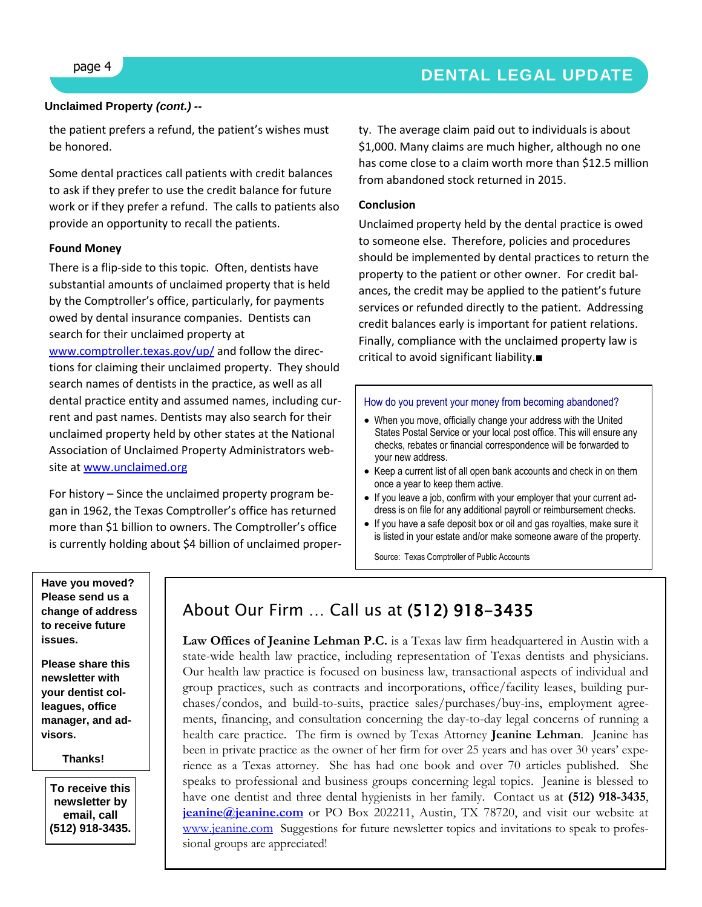### Unclaimed Property *(cont.)* --

the patient prefers a refund, the patient's wishes must be honored.

Some dental practices call patients with credit balances to ask if they prefer to use the credit balance for future work or if they prefer a refund. The calls to patients also provide an opportunity to recall the patients.

**Found Money**

There is a flip-side to this topic. Often, dentists have substantial amounts of unclaimed property that is held by the Comptroller's office, particularly, for payments owed by dental insurance companies. Dentists can search for their unclaimed property at www.comptroller.texas.gov/up/ and follow the directions for claiming their unclaimed property. They should search names of dentists in the practice, as well as all dental practice entity and assumed names, including current and past names. Dentists may also search for their unclaimed property held by other states at the National Association of Unclaimed Property Administrators website at www.unclaimed.org

For history – Since the unclaimed property program began in 1962, the Texas Comptroller's office has returned more than $1 billion to owners. The Comptroller's office is currently holding about $4 billion of unclaimed property. The average claim paid out to individuals is about $1,000. Many claims are much higher, although no one has come close to a claim worth more than $12.5 million from abandoned stock returned in 2015.

**Conclusion**

Unclaimed property held by the dental practice is owed to someone else. Therefore, policies and procedures should be implemented by dental practices to return the property to the patient or other owner. For credit balances, the credit may be applied to the patient's future services or refunded directly to the patient. Addressing credit balances early is important for patient relations. Finally, compliance with the unclaimed property law is critical to avoid significant liability.■

How do you prevent your money from becoming abandoned?

- When you move, officially change your address with the United States Postal Service or your local post office. This will ensure any checks, rebates or financial correspondence will be forwarded to your new address.
- Keep a current list of all open bank accounts and check in on them once a year to keep them active.
- If you leave a job, confirm with your employer that your current address is on file for any additional payroll or reimbursement checks.
- If you have a safe deposit box or oil and gas royalties, make sure it is listed in your estate and/or make someone aware of the property.

Source: Texas Comptroller of Public Accounts

**Have you moved? Please send us a change of address to receive future issues.**

**Please share this newsletter with your dentist colleagues, office manager, and advisors.**

**Thanks!**

**To receive this newsletter by email, call (512) 918-3435.**

## About Our Firm … Call us at **(512) 918-3435**

**Law Offices of Jeanine Lehman P.C.** is a Texas law firm headquartered in Austin with a state-wide health law practice, including representation of Texas dentists and physicians. Our health law practice is focused on business law, transactional aspects of individual and group practices, such as contracts and incorporations, office/facility leases, building purchases/condos, and build-to-suits, practice sales/purchases/buy-ins, employment agreements, financing, and consultation concerning the day-to-day legal concerns of running a health care practice. The firm is owned by Texas Attorney **Jeanine Lehman**. Jeanine has been in private practice as the owner of her firm for over 25 years and has over 30 years' experience as a Texas attorney. She has had one book and over 70 articles published. She speaks to professional and business groups concerning legal topics. Jeanine is blessed to have one dentist and three dental hygienists in her family. Contact us at **(512) 918-3435**, **jeanine@jeanine.com** or PO Box 202211, Austin, TX 78720, and visit our website at www.jeanine.com Suggestions for future newsletter topics and invitations to speak to professional groups are appreciated!